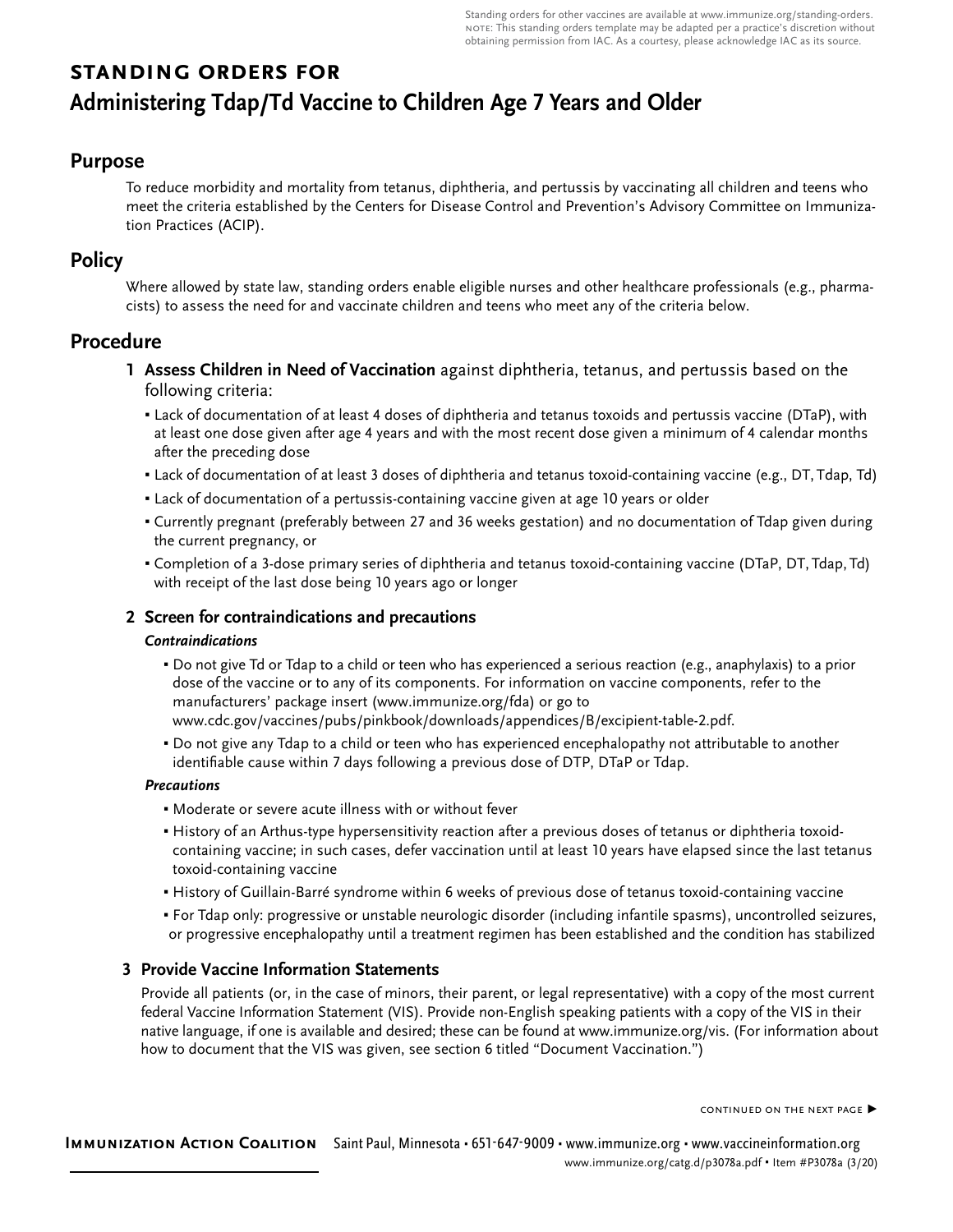Standing orders for other vaccines are available at www.immunize.org/standing-orders.
NOTE: This standing orders template may be adapted per a practice's discretion without obtaining permission from IAC. As a courtesy, please acknowledge IAC as its source.

# STANDING ORDERS FOR
# Administering Tdap/Td Vaccine to Children Age 7 Years and Older

## Purpose

To reduce morbidity and mortality from tetanus, diphtheria, and pertussis by vaccinating all children and teens who meet the criteria established by the Centers for Disease Control and Prevention's Advisory Committee on Immunization Practices (ACIP).

## Policy

Where allowed by state law, standing orders enable eligible nurses and other healthcare professionals (e.g., pharmacists) to assess the need for and vaccinate children and teens who meet any of the criteria below.

## Procedure

### 1 Assess Children in Need of Vaccination against diphtheria, tetanus, and pertussis based on the following criteria:

- Lack of documentation of at least 4 doses of diphtheria and tetanus toxoids and pertussis vaccine (DTaP), with at least one dose given after age 4 years and with the most recent dose given a minimum of 4 calendar months after the preceding dose
- Lack of documentation of at least 3 doses of diphtheria and tetanus toxoid-containing vaccine (e.g., DT, Tdap, Td)
- Lack of documentation of a pertussis-containing vaccine given at age 10 years or older
- Currently pregnant (preferably between 27 and 36 weeks gestation) and no documentation of Tdap given during the current pregnancy, or
- Completion of a 3-dose primary series of diphtheria and tetanus toxoid-containing vaccine (DTaP, DT, Tdap, Td) with receipt of the last dose being 10 years ago or longer

### 2 Screen for contraindications and precautions

***Contraindications***

- Do not give Td or Tdap to a child or teen who has experienced a serious reaction (e.g., anaphylaxis) to a prior dose of the vaccine or to any of its components. For information on vaccine components, refer to the manufacturers' package insert (www.immunize.org/fda) or go to www.cdc.gov/vaccines/pubs/pinkbook/downloads/appendices/B/excipient-table-2.pdf.
- Do not give any Tdap to a child or teen who has experienced encephalopathy not attributable to another identifiable cause within 7 days following a previous dose of DTP, DTaP or Tdap.

***Precautions***

- Moderate or severe acute illness with or without fever
- History of an Arthus-type hypersensitivity reaction after a previous doses of tetanus or diphtheria toxoid-containing vaccine; in such cases, defer vaccination until at least 10 years have elapsed since the last tetanus toxoid-containing vaccine
- History of Guillain-Barré syndrome within 6 weeks of previous dose of tetanus toxoid-containing vaccine
- For Tdap only: progressive or unstable neurologic disorder (including infantile spasms), uncontrolled seizures, or progressive encephalopathy until a treatment regimen has been established and the condition has stabilized

### 3 Provide Vaccine Information Statements

Provide all patients (or, in the case of minors, their parent, or legal representative) with a copy of the most current federal Vaccine Information Statement (VIS). Provide non-English speaking patients with a copy of the VIS in their native language, if one is available and desired; these can be found at www.immunize.org/vis. (For information about how to document that the VIS was given, see section 6 titled "Document Vaccination.")

CONTINUED ON THE NEXT PAGE ▶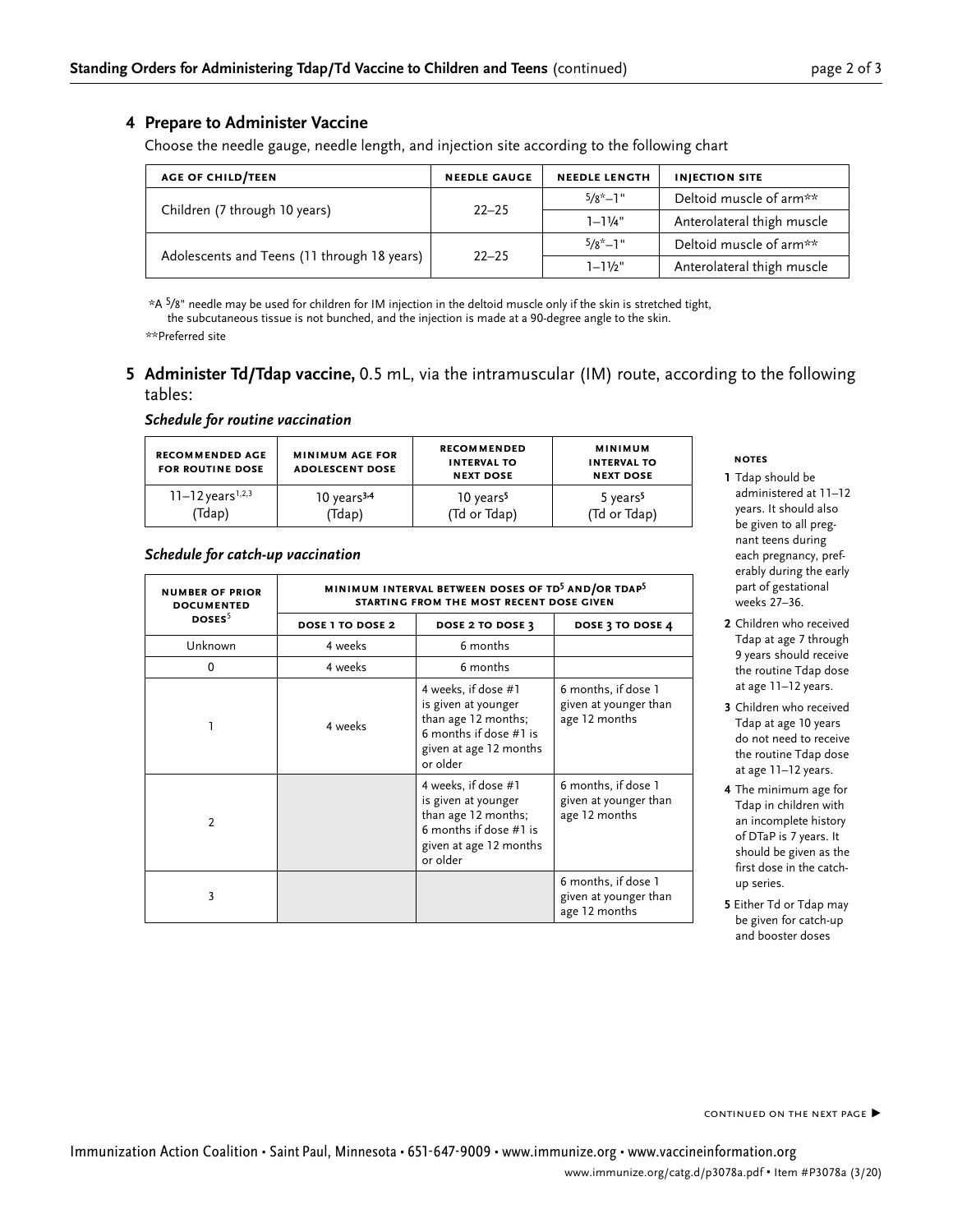## 4 Prepare to Administer Vaccine

Choose the needle gauge, needle length, and injection site according to the following chart

| AGE OF CHILD/TEEN | NEEDLE GAUGE | NEEDLE LENGTH | INJECTION SITE |
|---|---|---|---|
| Children (7 through 10 years) | 22–25 | 5/8*–1" | Deltoid muscle of arm** |
| | | 1–1¼" | Anterolateral thigh muscle |
| Adolescents and Teens (11 through 18 years) | 22–25 | 5/8*–1" | Deltoid muscle of arm** |
| | | 1–1½" | Anterolateral thigh muscle |

*A 5/8" needle may be used for children for IM injection in the deltoid muscle only if the skin is stretched tight, the subcutaneous tissue is not bunched, and the injection is made at a 90-degree angle to the skin.

**Preferred site

## 5 Administer Td/Tdap vaccine, 0.5 mL, via the intramuscular (IM) route, according to the following tables:

### *Schedule for routine vaccination*

| RECOMMENDED AGE FOR ROUTINE DOSE | MINIMUM AGE FOR ADOLESCENT DOSE | RECOMMENDED INTERVAL TO NEXT DOSE | MINIMUM INTERVAL TO NEXT DOSE |
|---|---|---|---|
| 11–12 years[1,2,3] (Tdap) | 10 years[3,4] (Tdap) | 10 years[5] (Td or Tdap) | 5 years[5] (Td or Tdap) |

### *Schedule for catch-up vaccination*

| NUMBER OF PRIOR DOCUMENTED DOSES[5] | MINIMUM INTERVAL BETWEEN DOSES OF TD[5] AND/OR TDAP[5] STARTING FROM THE MOST RECENT DOSE GIVEN | | |
|---|---|---|---|
| | DOSE 1 TO DOSE 2 | DOSE 2 TO DOSE 3 | DOSE 3 TO DOSE 4 |
| Unknown | 4 weeks | 6 months | |
| 0 | 4 weeks | 6 months | |
| 1 | 4 weeks | 4 weeks, if dose #1 is given at younger than age 12 months; 6 months if dose #1 is given at age 12 months or older | 6 months, if dose 1 given at younger than age 12 months |
| 2 | | 4 weeks, if dose #1 is given at younger than age 12 months; 6 months if dose #1 is given at age 12 months or older | 6 months, if dose 1 given at younger than age 12 months |
| 3 | | | 6 months, if dose 1 given at younger than age 12 months |

**NOTES**

1. Tdap should be administered at 11–12 years. It should also be given to all pregnant teens during each pregnancy, preferably during the early part of gestational weeks 27–36.
2. Children who received Tdap at age 7 through 9 years should receive the routine Tdap dose at age 11–12 years.
3. Children who received Tdap at age 10 years do not need to receive the routine Tdap dose at age 11–12 years.
4. The minimum age for Tdap in children with an incomplete history of DTaP is 7 years. It should be given as the first dose in the catch-up series.
5. Either Td or Tdap may be given for catch-up and booster doses

CONTINUED ON THE NEXT PAGE ▶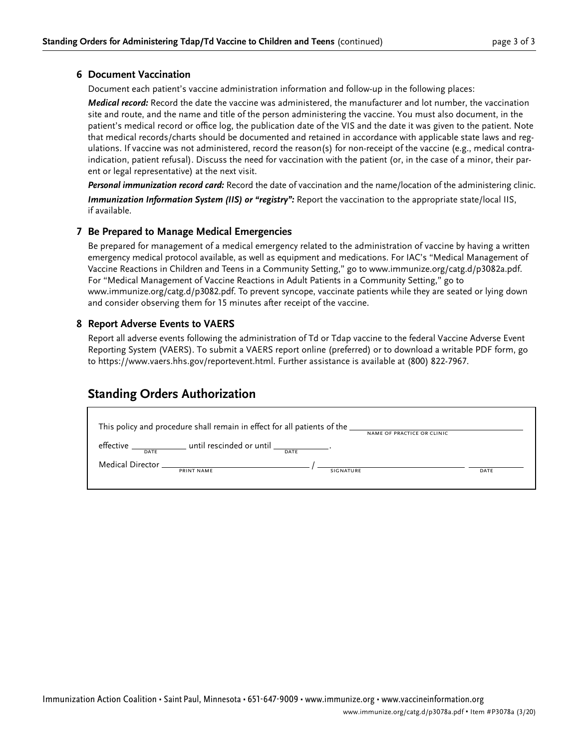## 6 Document Vaccination

Document each patient's vaccine administration information and follow-up in the following places:

***Medical record:*** Record the date the vaccine was administered, the manufacturer and lot number, the vaccination site and route, and the name and title of the person administering the vaccine. You must also document, in the patient's medical record or office log, the publication date of the VIS and the date it was given to the patient. Note that medical records/charts should be documented and retained in accordance with applicable state laws and regulations. If vaccine was not administered, record the reason(s) for non-receipt of the vaccine (e.g., medical contraindication, patient refusal). Discuss the need for vaccination with the patient (or, in the case of a minor, their parent or legal representative) at the next visit.

***Personal immunization record card:*** Record the date of vaccination and the name/location of the administering clinic.

***Immunization Information System (IIS) or "registry":*** Report the vaccination to the appropriate state/local IIS, if available.

## 7 Be Prepared to Manage Medical Emergencies

Be prepared for management of a medical emergency related to the administration of vaccine by having a written emergency medical protocol available, as well as equipment and medications. For IAC's "Medical Management of Vaccine Reactions in Children and Teens in a Community Setting," go to www.immunize.org/catg.d/p3082a.pdf. For "Medical Management of Vaccine Reactions in Adult Patients in a Community Setting," go to www.immunize.org/catg.d/p3082.pdf. To prevent syncope, vaccinate patients while they are seated or lying down and consider observing them for 15 minutes after receipt of the vaccine.

## 8 Report Adverse Events to VAERS

Report all adverse events following the administration of Td or Tdap vaccine to the federal Vaccine Adverse Event Reporting System (VAERS). To submit a VAERS report online (preferred) or to download a writable PDF form, go to https://www.vaers.hhs.gov/reportevent.html. Further assistance is available at (800) 822-7967.

# Standing Orders Authorization

This policy and procedure shall remain in effect for all patients of the ______________________ (NAME OF PRACTICE OR CLINIC)

effective ____________ (DATE) until rescinded or until ____________ (DATE).

Medical Director ______________________ (PRINT NAME) / ______________________ (SIGNATURE) ____________ (DATE)

Immunization Action Coalition • Saint Paul, Minnesota • 651-647-9009 • www.immunize.org • www.vaccineinformation.org

www.immunize.org/catg.d/p3078a.pdf • Item #P3078a (3/20)